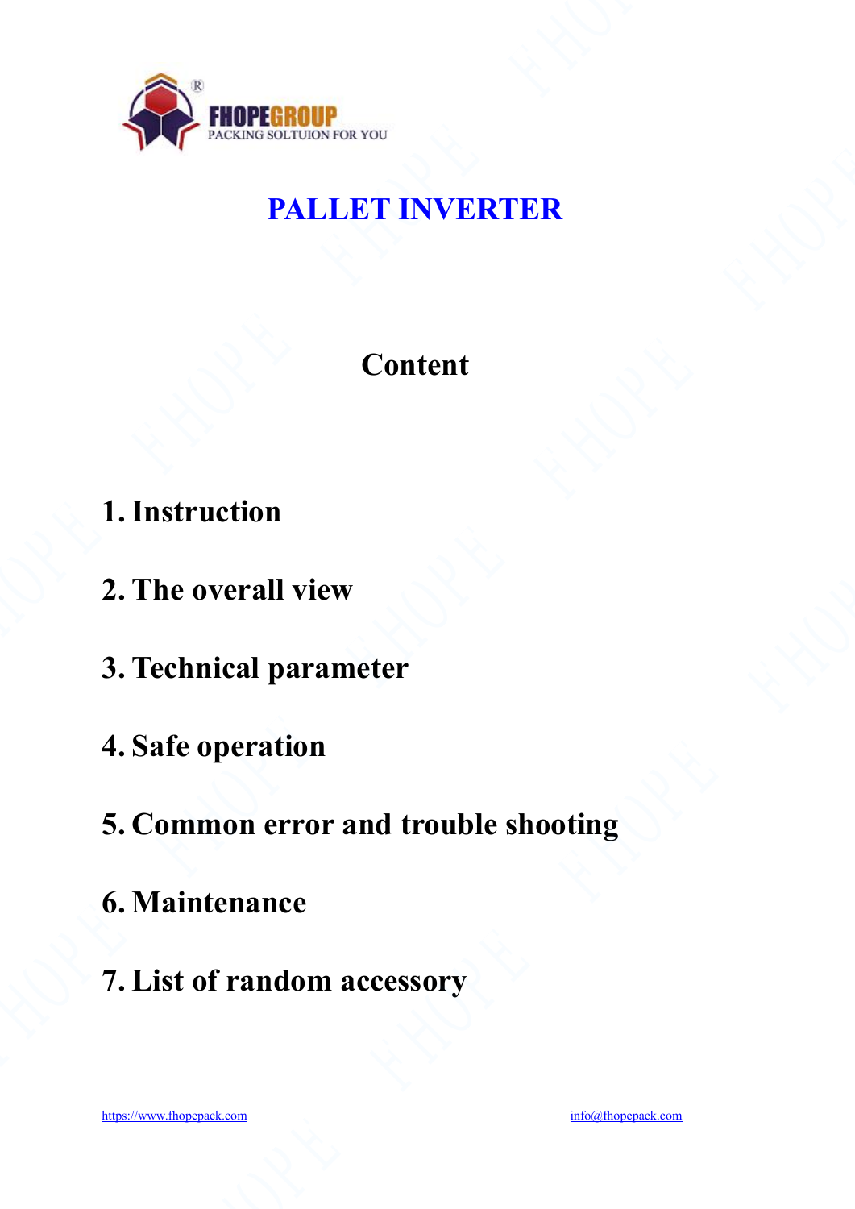FHOPEGROUP
PACKING SOLTUION FOR YOU

# PALLET INVERTER

## Content

1. Instruction
2. The overall view
3. Technical parameter
4. Safe operation
5. Common error and trouble shooting
6. Maintenance
7. List of random accessory

https://www.fhopepack.com info@fhopepack.com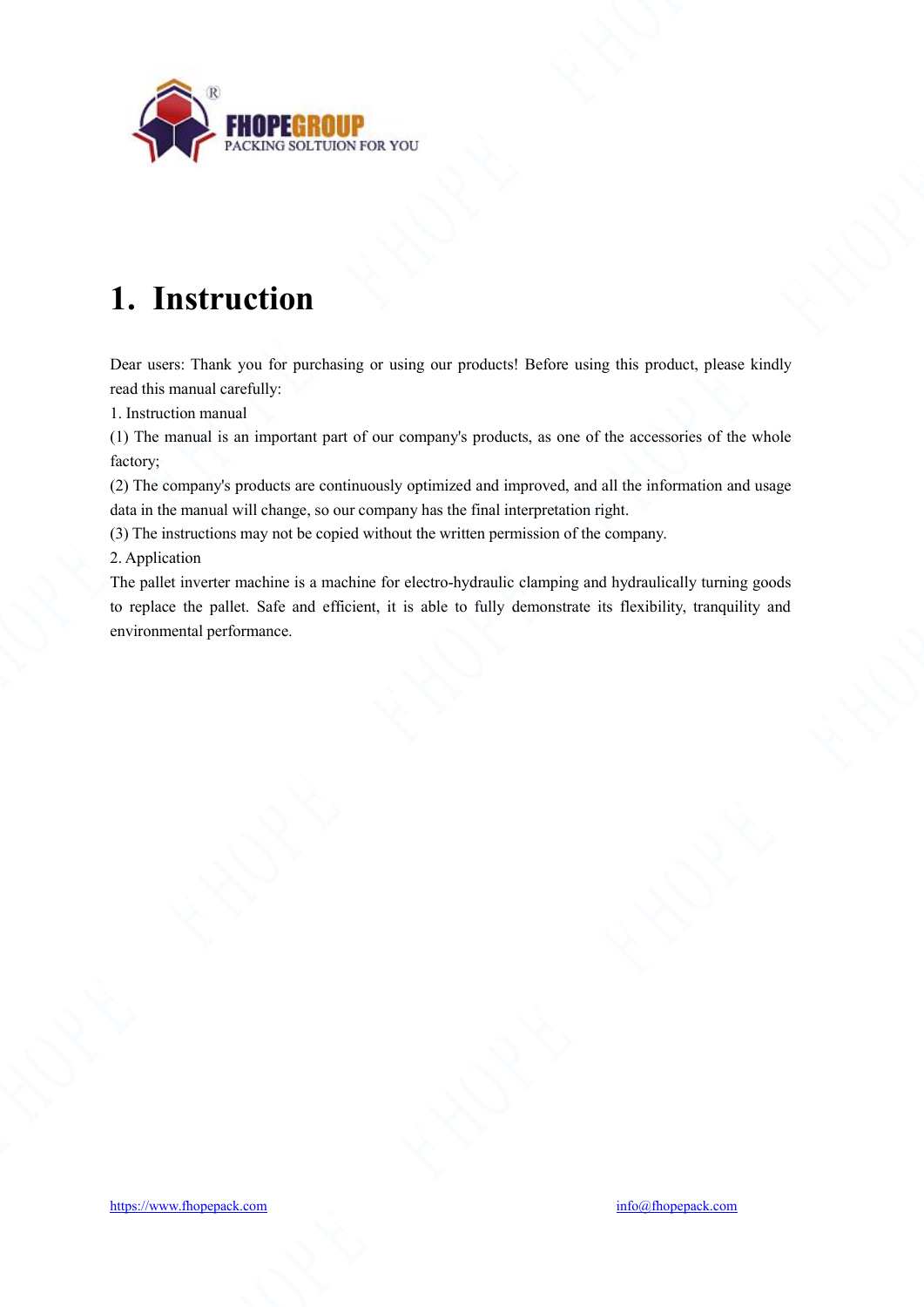# 1. Instruction

Dear users: Thank you for purchasing or using our products! Before using this product, please kindly read this manual carefully:

1. Instruction manual

(1) The manual is an important part of our company's products, as one of the accessories of the whole factory;

(2) The company's products are continuously optimized and improved, and all the information and usage data in the manual will change, so our company has the final interpretation right.

(3) The instructions may not be copied without the written permission of the company.

2. Application

The pallet inverter machine is a machine for electro-hydraulic clamping and hydraulically turning goods to replace the pallet. Safe and efficient, it is able to fully demonstrate its flexibility, tranquility and environmental performance.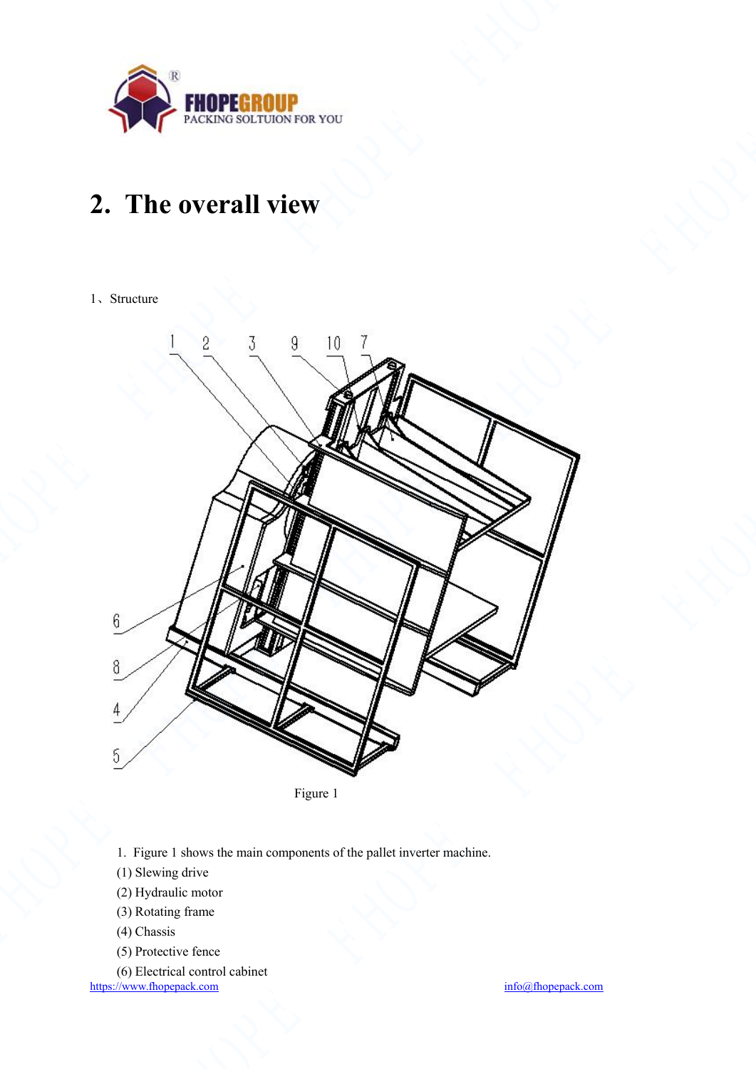# 2. The overall view

1、Structure

Figure 1

1. Figure 1 shows the main components of the pallet inverter machine.

(1) Slewing drive

(2) Hydraulic motor

(3) Rotating frame

(4) Chassis

(5) Protective fence

(6) Electrical control cabinet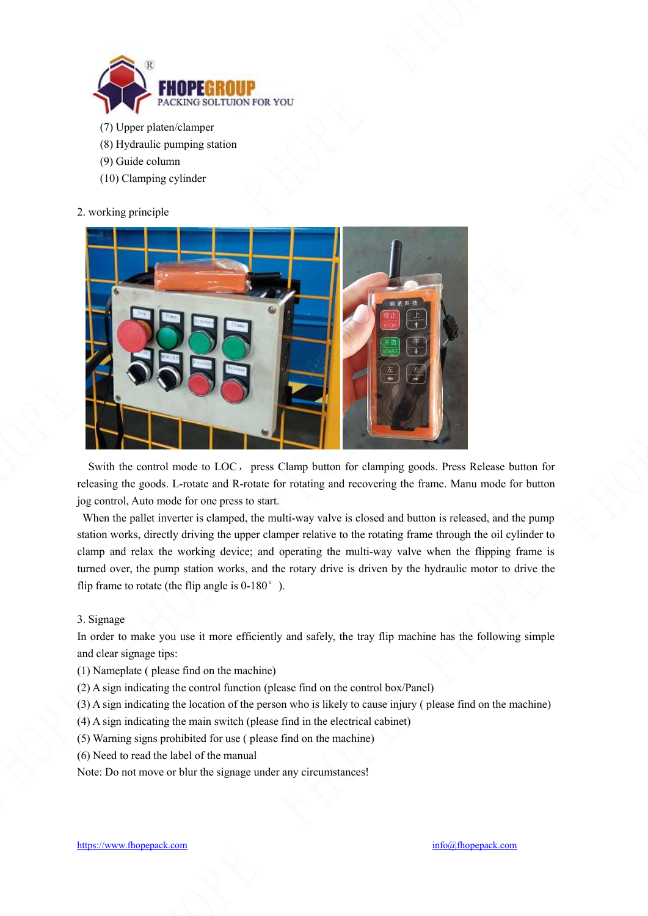(7) Upper platen/clamper
(8) Hydraulic pumping station
(9) Guide column
(10) Clamping cylinder

2. working principle

Swith the control mode to LOC， press Clamp button for clamping goods. Press Release button for releasing the goods. L-rotate and R-rotate for rotating and recovering the frame. Manu mode for button jog control, Auto mode for one press to start.

When the pallet inverter is clamped, the multi-way valve is closed and button is released, and the pump station works, directly driving the upper clamper relative to the rotating frame through the oil cylinder to clamp and relax the working device; and operating the multi-way valve when the flipping frame is turned over, the pump station works, and the rotary drive is driven by the hydraulic motor to drive the flip frame to rotate (the flip angle is 0-180° ).

3. Signage

In order to make you use it more efficiently and safely, the tray flip machine has the following simple and clear signage tips:

(1) Nameplate ( please find on the machine)
(2) A sign indicating the control function (please find on the control box/Panel)
(3) A sign indicating the location of the person who is likely to cause injury ( please find on the machine)
(4) A sign indicating the main switch (please find in the electrical cabinet)
(5) Warning signs prohibited for use ( please find on the machine)
(6) Need to read the label of the manual

Note: Do not move or blur the signage under any circumstances!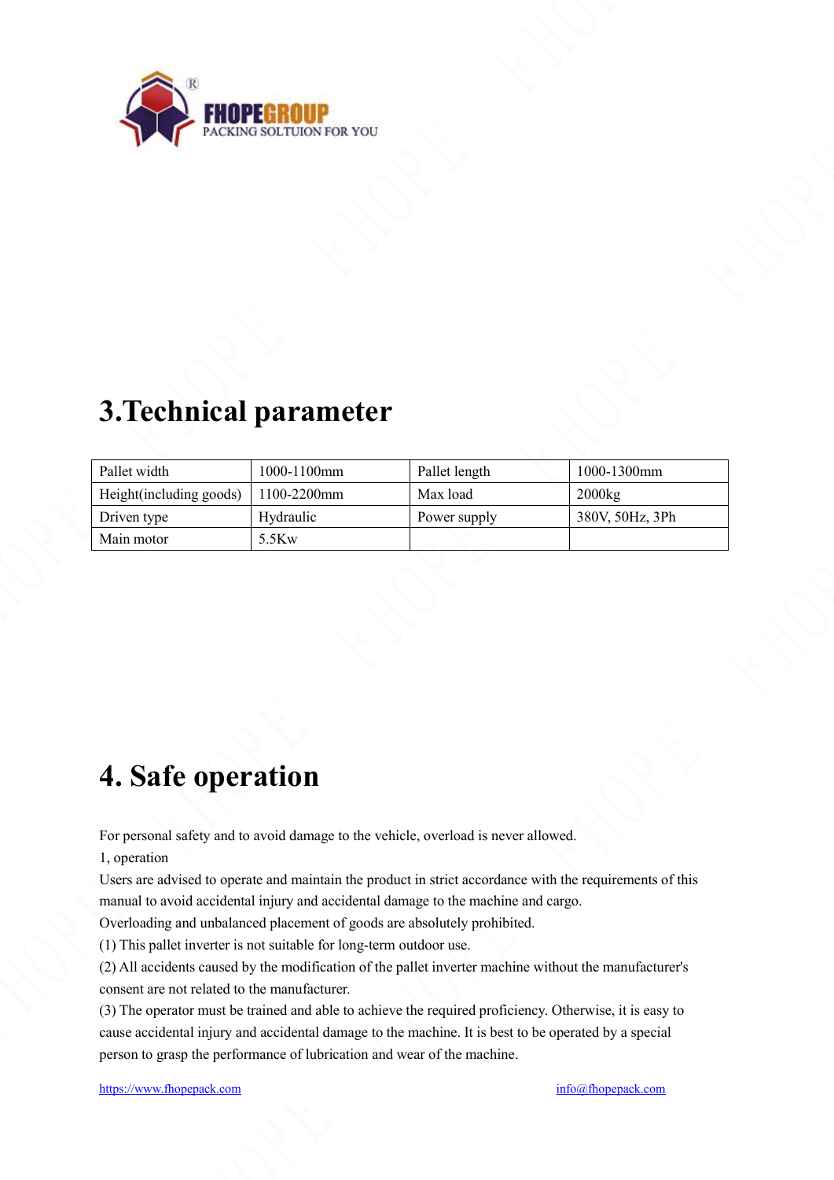## 3.Technical parameter

| Pallet width | 1000-1100mm | Pallet length | 1000-1300mm |
|---|---|---|---|
| Height(including goods) | 1100-2200mm | Max load | 2000kg |
| Driven type | Hydraulic | Power supply | 380V, 50Hz, 3Ph |
| Main motor | 5.5Kw | | |

## 4. Safe operation

For personal safety and to avoid damage to the vehicle, overload is never allowed.

1, operation

Users are advised to operate and maintain the product in strict accordance with the requirements of this manual to avoid accidental injury and accidental damage to the machine and cargo.

Overloading and unbalanced placement of goods are absolutely prohibited.

(1) This pallet inverter is not suitable for long-term outdoor use.

(2) All accidents caused by the modification of the pallet inverter machine without the manufacturer's consent are not related to the manufacturer.

(3) The operator must be trained and able to achieve the required proficiency. Otherwise, it is easy to cause accidental injury and accidental damage to the machine. It is best to be operated by a special person to grasp the performance of lubrication and wear of the machine.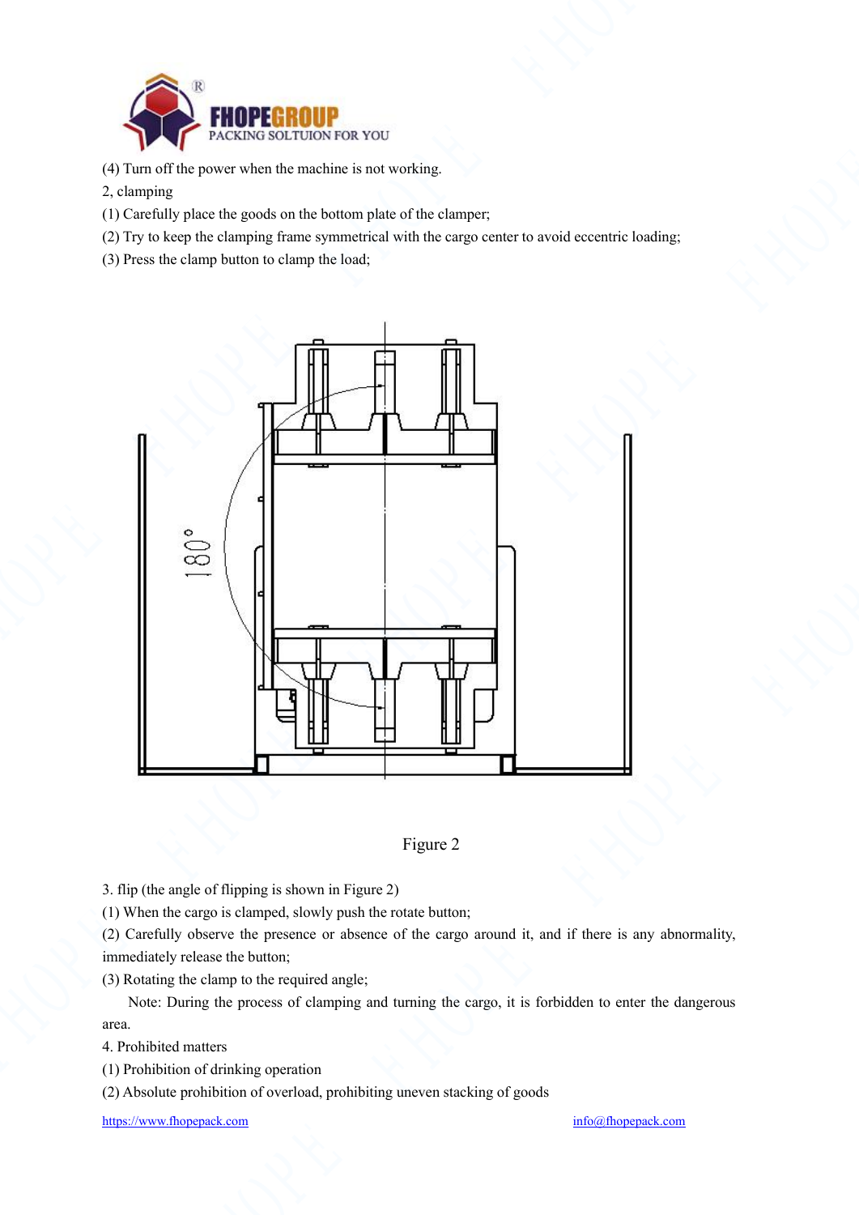(4) Turn off the power when the machine is not working.

2, clamping

(1) Carefully place the goods on the bottom plate of the clamper;

(2) Try to keep the clamping frame symmetrical with the cargo center to avoid eccentric loading;

(3) Press the clamp button to clamp the load;

Figure 2

3. flip (the angle of flipping is shown in Figure 2)

(1) When the cargo is clamped, slowly push the rotate button;

(2) Carefully observe the presence or absence of the cargo around it, and if there is any abnormality, immediately release the button;

(3) Rotating the clamp to the required angle;

Note: During the process of clamping and turning the cargo, it is forbidden to enter the dangerous area.

4. Prohibited matters

(1) Prohibition of drinking operation

(2) Absolute prohibition of overload, prohibiting uneven stacking of goods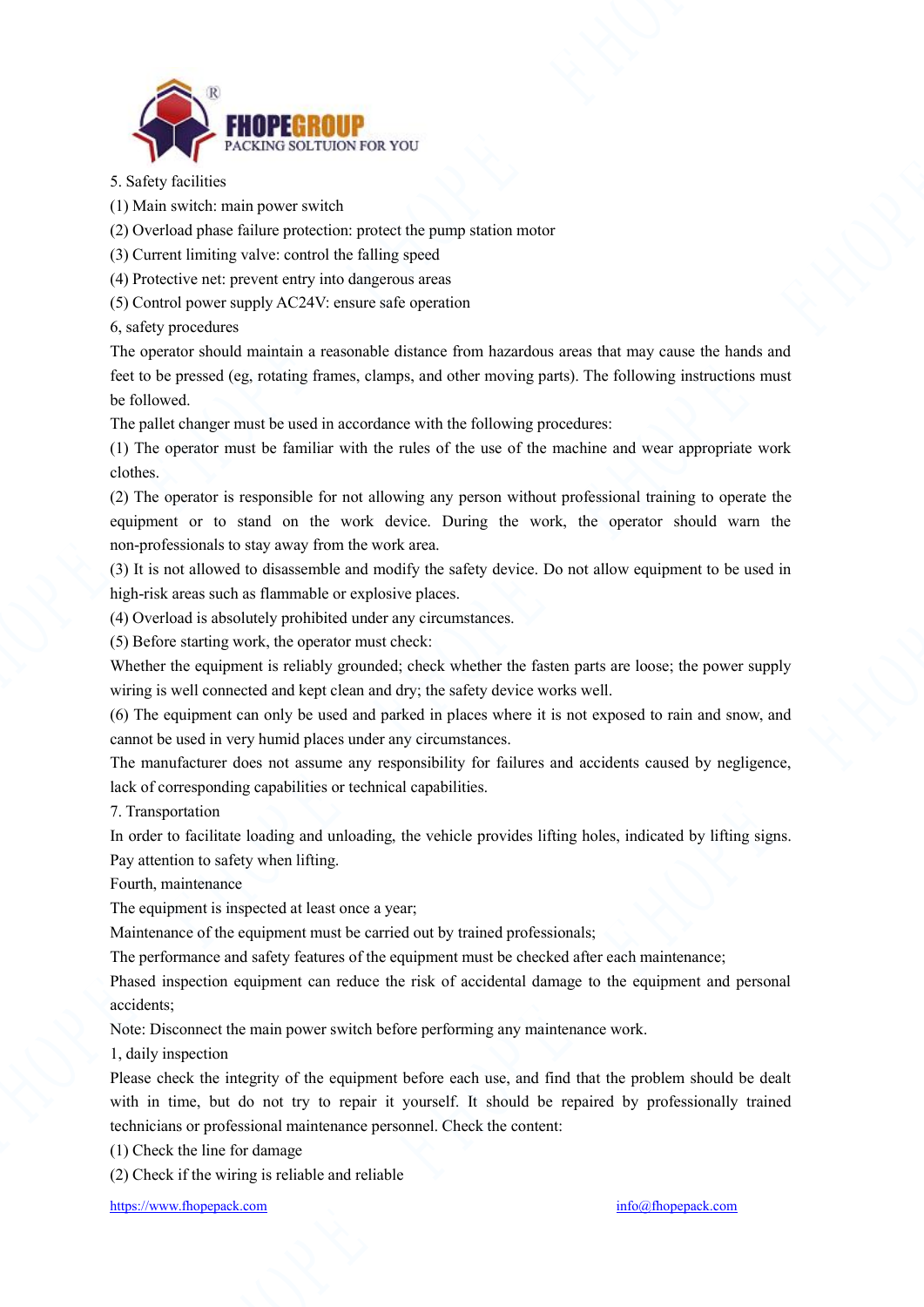5. Safety facilities

(1) Main switch: main power switch

(2) Overload phase failure protection: protect the pump station motor

(3) Current limiting valve: control the falling speed

(4) Protective net: prevent entry into dangerous areas

(5) Control power supply AC24V: ensure safe operation

6, safety procedures

The operator should maintain a reasonable distance from hazardous areas that may cause the hands and feet to be pressed (eg, rotating frames, clamps, and other moving parts). The following instructions must be followed.

The pallet changer must be used in accordance with the following procedures:

(1) The operator must be familiar with the rules of the use of the machine and wear appropriate work clothes.

(2) The operator is responsible for not allowing any person without professional training to operate the equipment or to stand on the work device. During the work, the operator should warn the non-professionals to stay away from the work area.

(3) It is not allowed to disassemble and modify the safety device. Do not allow equipment to be used in high-risk areas such as flammable or explosive places.

(4) Overload is absolutely prohibited under any circumstances.

(5) Before starting work, the operator must check:

Whether the equipment is reliably grounded; check whether the fasten parts are loose; the power supply wiring is well connected and kept clean and dry; the safety device works well.

(6) The equipment can only be used and parked in places where it is not exposed to rain and snow, and cannot be used in very humid places under any circumstances.

The manufacturer does not assume any responsibility for failures and accidents caused by negligence, lack of corresponding capabilities or technical capabilities.

7. Transportation

In order to facilitate loading and unloading, the vehicle provides lifting holes, indicated by lifting signs. Pay attention to safety when lifting.

Fourth, maintenance

The equipment is inspected at least once a year;

Maintenance of the equipment must be carried out by trained professionals;

The performance and safety features of the equipment must be checked after each maintenance;

Phased inspection equipment can reduce the risk of accidental damage to the equipment and personal accidents;

Note: Disconnect the main power switch before performing any maintenance work.

1, daily inspection

Please check the integrity of the equipment before each use, and find that the problem should be dealt with in time, but do not try to repair it yourself. It should be repaired by professionally trained technicians or professional maintenance personnel. Check the content:

(1) Check the line for damage

(2) Check if the wiring is reliable and reliable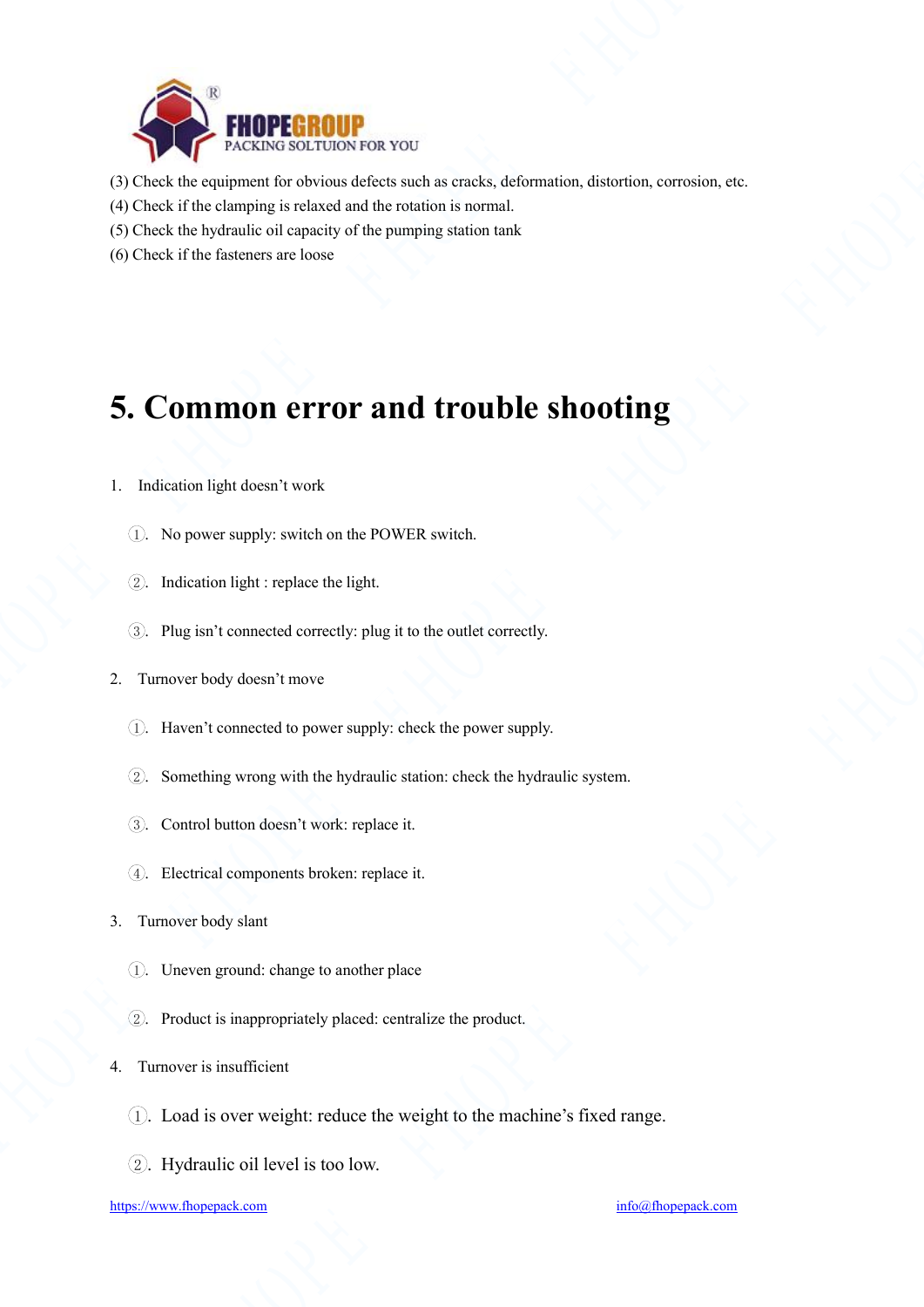(3) Check the equipment for obvious defects such as cracks, deformation, distortion, corrosion, etc.
(4) Check if the clamping is relaxed and the rotation is normal.
(5) Check the hydraulic oil capacity of the pumping station tank
(6) Check if the fasteners are loose

# 5. Common error and trouble shooting

1. Indication light doesn't work

   ①. No power supply: switch on the POWER switch.

   ②. Indication light : replace the light.

   ③. Plug isn't connected correctly: plug it to the outlet correctly.

2. Turnover body doesn't move

   ①. Haven't connected to power supply: check the power supply.

   ②. Something wrong with the hydraulic station: check the hydraulic system.

   ③. Control button doesn't work: replace it.

   ④. Electrical components broken: replace it.

3. Turnover body slant

   ①. Uneven ground: change to another place

   ②. Product is inappropriately placed: centralize the product.

4. Turnover is insufficient

   ①. Load is over weight: reduce the weight to the machine's fixed range.

   ②. Hydraulic oil level is too low.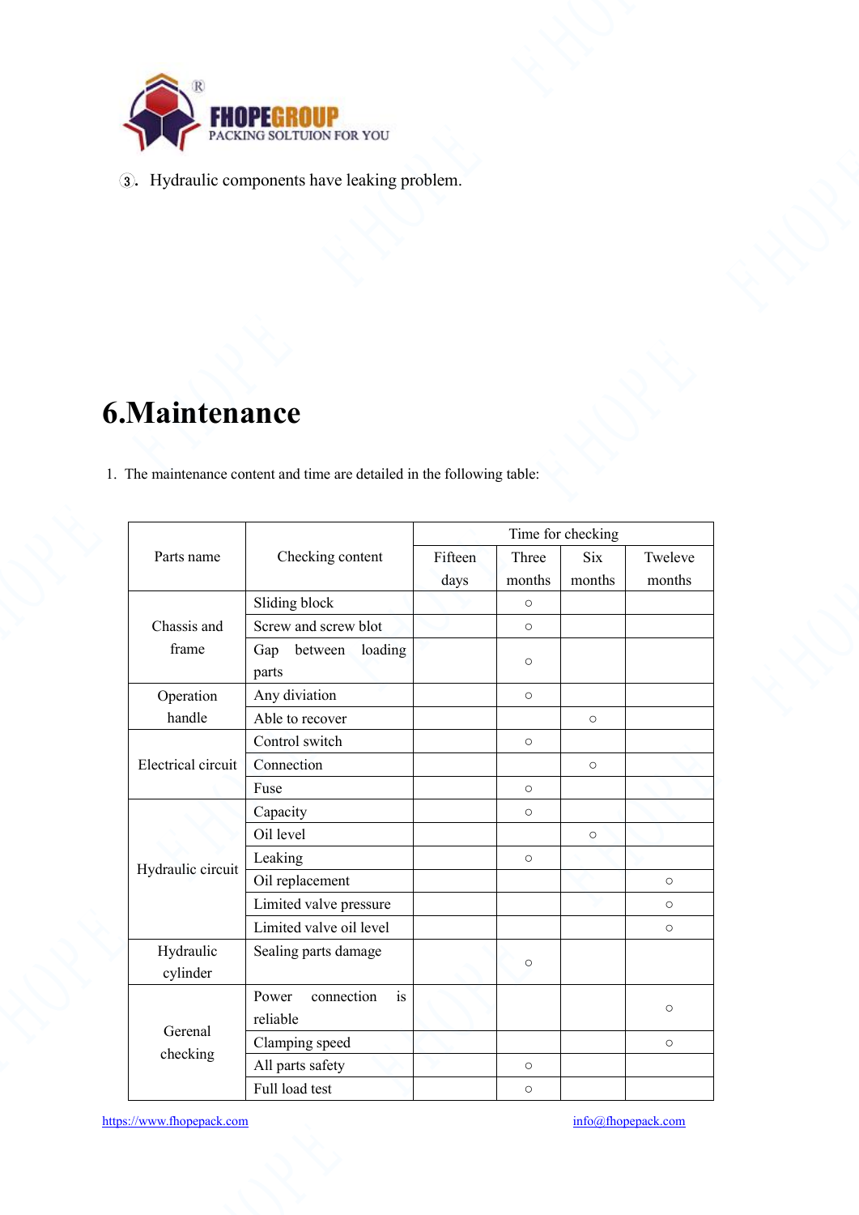③. Hydraulic components have leaking problem.

# 6.Maintenance

1. The maintenance content and time are detailed in the following table:

| Parts name | Checking content | Time for checking | | | |
|---|---|---|---|---|---|
| | | Fifteen days | Three months | Six months | Tweleve months |
| Chassis and frame | Sliding block | | ○ | | |
| | Screw and screw blot | | ○ | | |
| | Gap between loading parts | | ○ | | |
| Operation handle | Any diviation | | ○ | | |
| | Able to recover | | | ○ | |
| Electrical circuit | Control switch | | ○ | | |
| | Connection | | | ○ | |
| | Fuse | | ○ | | |
| Hydraulic circuit | Capacity | | ○ | | |
| | Oil level | | | ○ | |
| | Leaking | | ○ | | |
| | Oil replacement | | | | ○ |
| | Limited valve pressure | | | | ○ |
| | Limited valve oil level | | | | ○ |
| Hydraulic cylinder | Sealing parts damage | | ○ | | |
| Gerenal checking | Power connection is reliable | | | | ○ |
| | Clamping speed | | | | ○ |
| | All parts safety | | ○ | | |
| | Full load test | | ○ | | |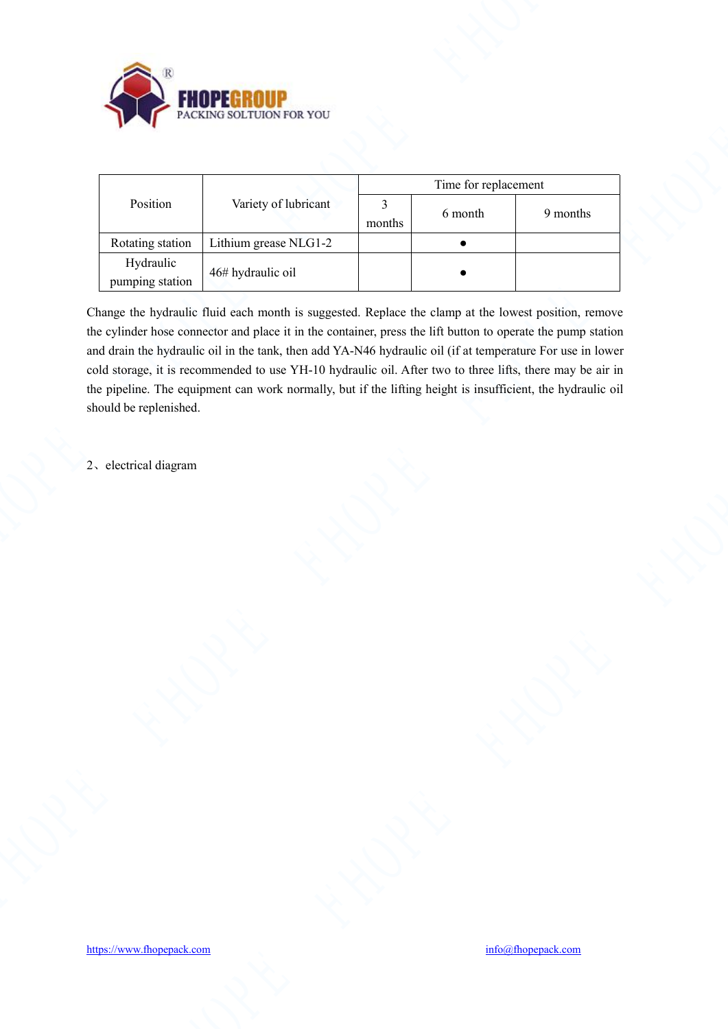| Position | Variety of lubricant | Time for replacement | | |
|---|---|---|---|---|
| | | 3 months | 6 month | 9 months |
| Rotating station | Lithium grease NLG1-2 | | ● | |
| Hydraulic pumping station | 46# hydraulic oil | | ● | |

Change the hydraulic fluid each month is suggested. Replace the clamp at the lowest position, remove the cylinder hose connector and place it in the container, press the lift button to operate the pump station and drain the hydraulic oil in the tank, then add YA-N46 hydraulic oil (if at temperature For use in lower cold storage, it is recommended to use YH-10 hydraulic oil. After two to three lifts, there may be air in the pipeline. The equipment can work normally, but if the lifting height is insufficient, the hydraulic oil should be replenished.

2、electrical diagram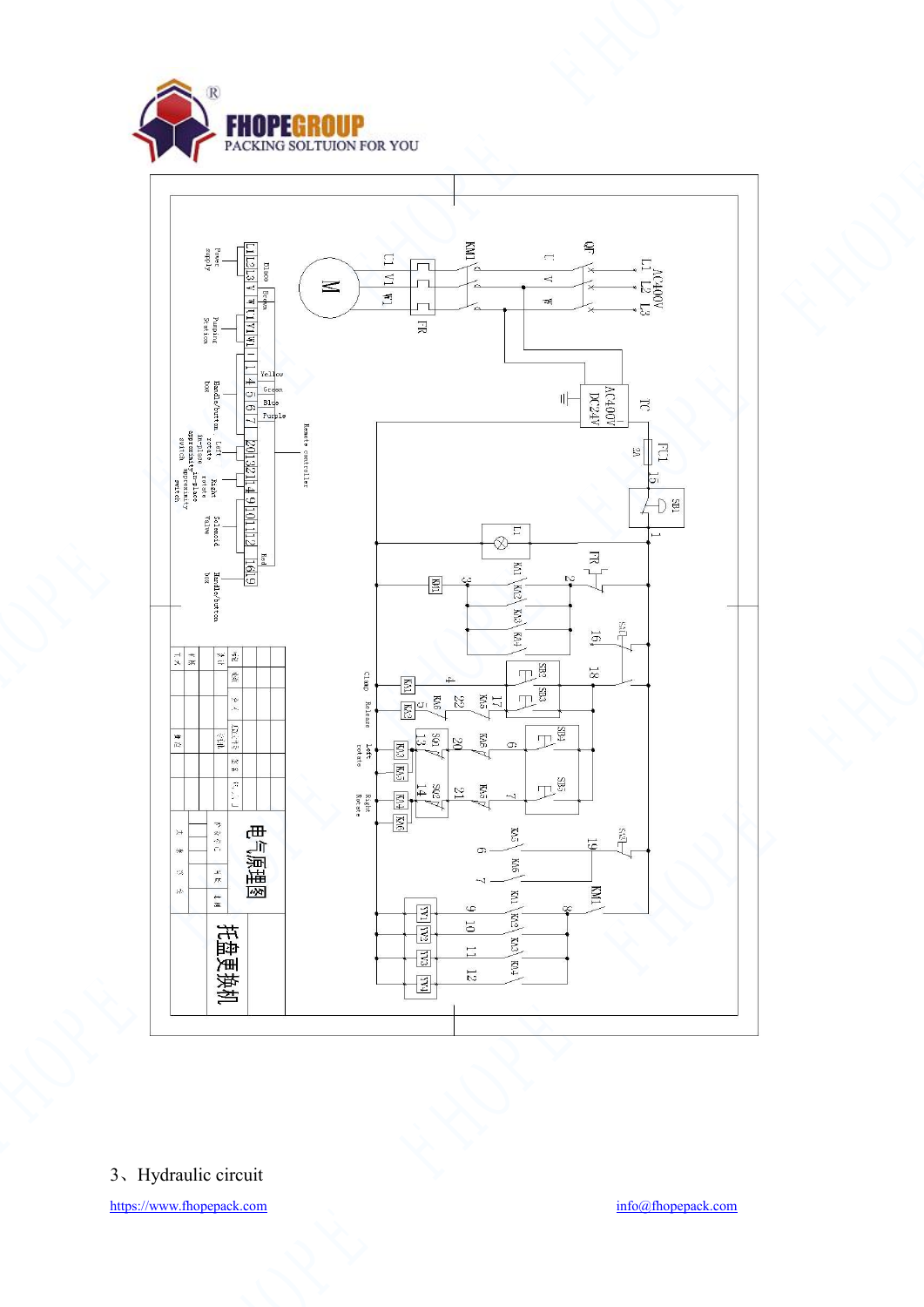3、Hydraulic circuit